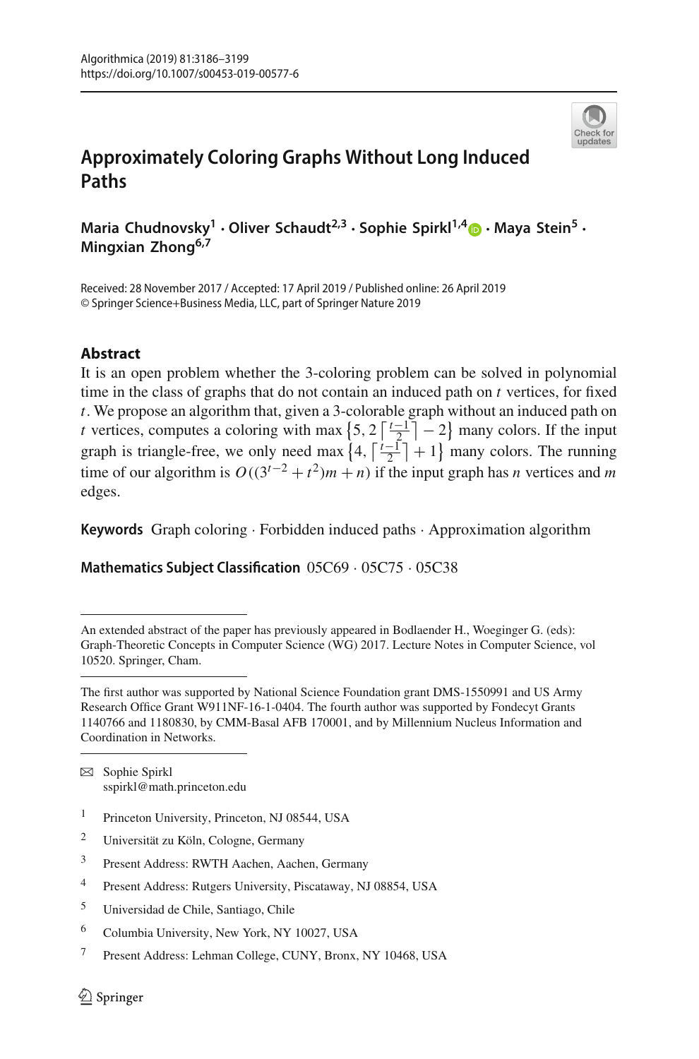Algorithmica (2019) 81:3186–3199
https://doi.org/10.1007/s00453-019-00577-6

# Approximately Coloring Graphs Without Long Induced Paths

**Maria Chudnovsky[1] · Oliver Schaudt[2,3] · Sophie Spirkl[1,4] · Maya Stein[5] · Mingxian Zhong[6,7]**

Received: 28 November 2017 / Accepted: 17 April 2019 / Published online: 26 April 2019
© Springer Science+Business Media, LLC, part of Springer Nature 2019

## Abstract

It is an open problem whether the 3-coloring problem can be solved in polynomial time in the class of graphs that do not contain an induced path on $t$ vertices, for fixed $t$. We propose an algorithm that, given a 3-colorable graph without an induced path on $t$ vertices, computes a coloring with $\max\left\{5, 2\left\lceil \frac{t-1}{2} \right\rceil - 2\right\}$ many colors. If the input graph is triangle-free, we only need $\max\left\{4, \left\lceil \frac{t-1}{2} \right\rceil + 1\right\}$ many colors. The running time of our algorithm is $O((3^{t-2} + t^2)m + n)$ if the input graph has $n$ vertices and $m$ edges.

**Keywords** Graph coloring · Forbidden induced paths · Approximation algorithm

**Mathematics Subject Classification** 05C69 · 05C75 · 05C38

---

An extended abstract of the paper has previously appeared in Bodlaender H., Woeginger G. (eds): Graph-Theoretic Concepts in Computer Science (WG) 2017. Lecture Notes in Computer Science, vol 10520. Springer, Cham.

---

The first author was supported by National Science Foundation grant DMS-1550991 and US Army Research Office Grant W911NF-16-1-0404. The fourth author was supported by Fondecyt Grants 1140766 and 1180830, by CMM-Basal AFB 170001, and by Millennium Nucleus Information and Coordination in Networks.

---

✉ Sophie Spirkl
sspirkl@math.princeton.edu

[1] Princeton University, Princeton, NJ 08544, USA

[2] Universität zu Köln, Cologne, Germany

[3] Present Address: RWTH Aachen, Aachen, Germany

[4] Present Address: Rutgers University, Piscataway, NJ 08854, USA

[5] Universidad de Chile, Santiago, Chile

[6] Columbia University, New York, NY 10027, USA

[7] Present Address: Lehman College, CUNY, Bronx, NY 10468, USA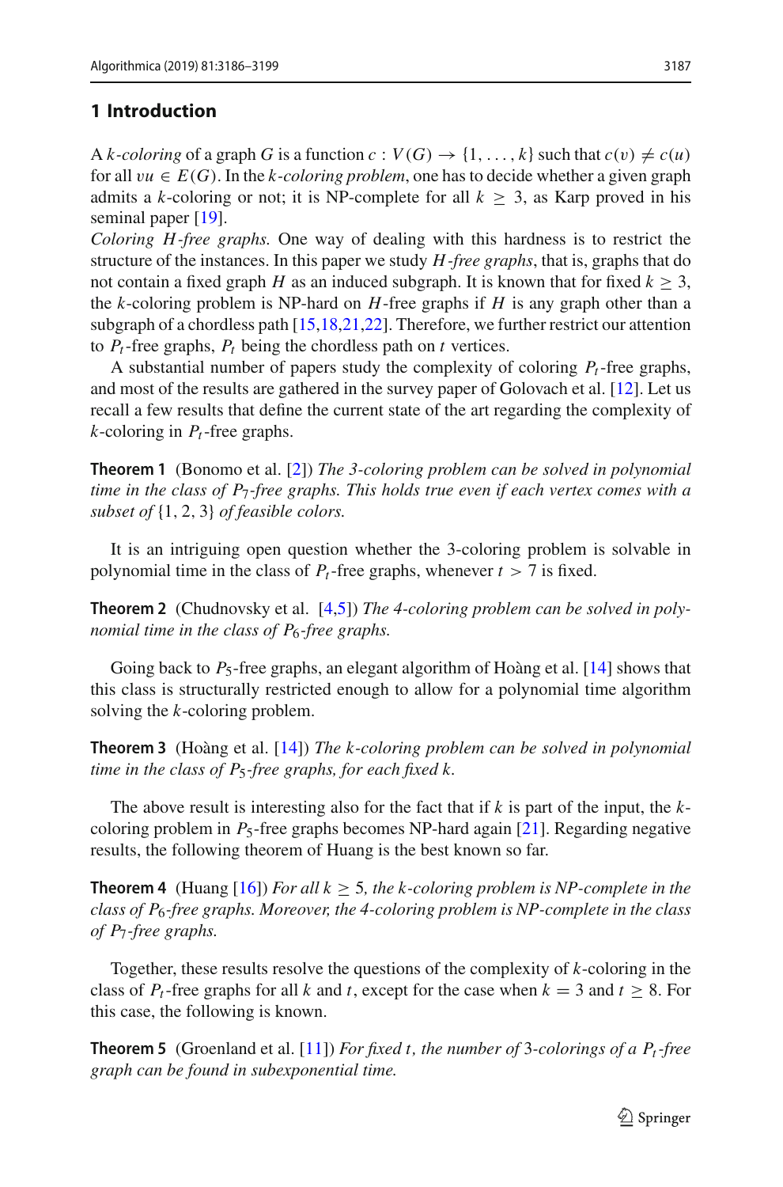## 1 Introduction

A *k-coloring* of a graph $G$ is a function $c : V(G) \rightarrow \{1, \ldots, k\}$ such that $c(v) \neq c(u)$ for all $vu \in E(G)$. In the *k-coloring problem*, one has to decide whether a given graph admits a $k$-coloring or not; it is NP-complete for all $k \geq 3$, as Karp proved in his seminal paper [19].

*Coloring H-free graphs.* One way of dealing with this hardness is to restrict the structure of the instances. In this paper we study *H-free graphs*, that is, graphs that do not contain a fixed graph $H$ as an induced subgraph. It is known that for fixed $k \geq 3$, the $k$-coloring problem is NP-hard on $H$-free graphs if $H$ is any graph other than a subgraph of a chordless path [15,18,21,22]. Therefore, we further restrict our attention to $P_t$-free graphs, $P_t$ being the chordless path on $t$ vertices.

A substantial number of papers study the complexity of coloring $P_t$-free graphs, and most of the results are gathered in the survey paper of Golovach et al. [12]. Let us recall a few results that define the current state of the art regarding the complexity of $k$-coloring in $P_t$-free graphs.

**Theorem 1** (Bonomo et al. [2]) *The 3-coloring problem can be solved in polynomial time in the class of $P_7$-free graphs. This holds true even if each vertex comes with a subset of $\{1, 2, 3\}$ of feasible colors.*

It is an intriguing open question whether the 3-coloring problem is solvable in polynomial time in the class of $P_t$-free graphs, whenever $t > 7$ is fixed.

**Theorem 2** (Chudnovsky et al. [4,5]) *The 4-coloring problem can be solved in polynomial time in the class of $P_6$-free graphs.*

Going back to $P_5$-free graphs, an elegant algorithm of Hoàng et al. [14] shows that this class is structurally restricted enough to allow for a polynomial time algorithm solving the $k$-coloring problem.

**Theorem 3** (Hoàng et al. [14]) *The k-coloring problem can be solved in polynomial time in the class of $P_5$-free graphs, for each fixed k.*

The above result is interesting also for the fact that if $k$ is part of the input, the $k$-coloring problem in $P_5$-free graphs becomes NP-hard again [21]. Regarding negative results, the following theorem of Huang is the best known so far.

**Theorem 4** (Huang [16]) *For all $k \geq 5$, the k-coloring problem is NP-complete in the class of $P_6$-free graphs. Moreover, the 4-coloring problem is NP-complete in the class of $P_7$-free graphs.*

Together, these results resolve the questions of the complexity of $k$-coloring in the class of $P_t$-free graphs for all $k$ and $t$, except for the case when $k = 3$ and $t \geq 8$. For this case, the following is known.

**Theorem 5** (Groenland et al. [11]) *For fixed t, the number of 3-colorings of a $P_t$-free graph can be found in subexponential time.*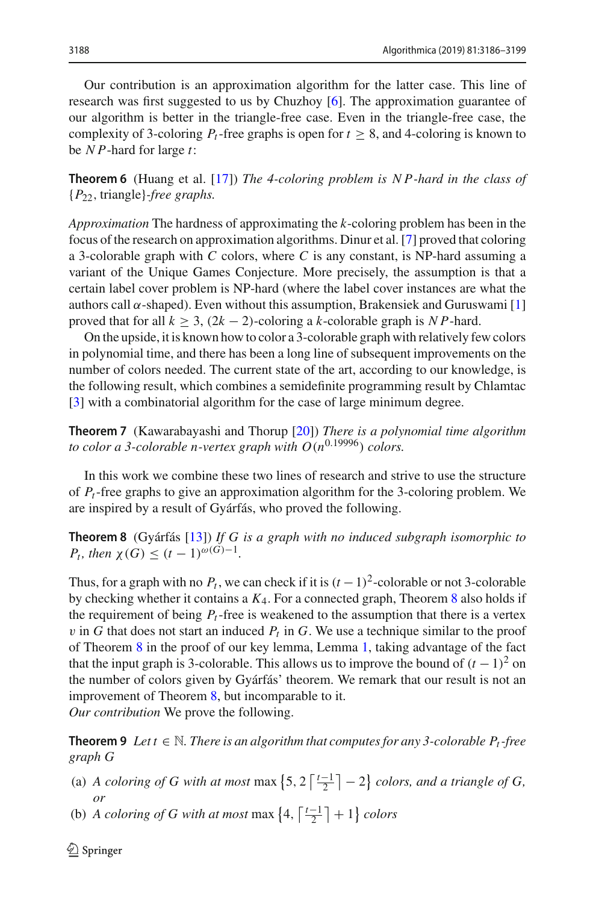Our contribution is an approximation algorithm for the latter case. This line of research was first suggested to us by Chuzhoy [6]. The approximation guarantee of our algorithm is better in the triangle-free case. Even in the triangle-free case, the complexity of 3-coloring $P_t$-free graphs is open for $t \geq 8$, and 4-coloring is known to be $NP$-hard for large $t$:

**Theorem 6** (Huang et al. [17]) *The 4-coloring problem is $NP$-hard in the class of $\{P_{22}$, triangle$\}$-free graphs.*

*Approximation* The hardness of approximating the $k$-coloring problem has been in the focus of the research on approximation algorithms. Dinur et al. [7] proved that coloring a 3-colorable graph with $C$ colors, where $C$ is any constant, is NP-hard assuming a variant of the Unique Games Conjecture. More precisely, the assumption is that a certain label cover problem is NP-hard (where the label cover instances are what the authors call $\alpha$-shaped). Even without this assumption, Brakensiek and Guruswami [1] proved that for all $k \geq 3$, $(2k-2)$-coloring a $k$-colorable graph is $NP$-hard.

On the upside, it is known how to color a 3-colorable graph with relatively few colors in polynomial time, and there has been a long line of subsequent improvements on the number of colors needed. The current state of the art, according to our knowledge, is the following result, which combines a semidefinite programming result by Chlamtac [3] with a combinatorial algorithm for the case of large minimum degree.

**Theorem 7** (Kawarabayashi and Thorup [20]) *There is a polynomial time algorithm to color a 3-colorable $n$-vertex graph with $O(n^{0.19996})$ colors.*

In this work we combine these two lines of research and strive to use the structure of $P_t$-free graphs to give an approximation algorithm for the 3-coloring problem. We are inspired by a result of Gyárfás, who proved the following.

**Theorem 8** (Gyárfás [13]) *If $G$ is a graph with no induced subgraph isomorphic to $P_t$, then $\chi(G) \leq (t-1)^{\omega(G)-1}$.*

Thus, for a graph with no $P_t$, we can check if it is $(t-1)^2$-colorable or not 3-colorable by checking whether it contains a $K_4$. For a connected graph, Theorem 8 also holds if the requirement of being $P_t$-free is weakened to the assumption that there is a vertex $v$ in $G$ that does not start an induced $P_t$ in $G$. We use a technique similar to the proof of Theorem 8 in the proof of our key lemma, Lemma 1, taking advantage of the fact that the input graph is 3-colorable. This allows us to improve the bound of $(t-1)^2$ on the number of colors given by Gyárfás' theorem. We remark that our result is not an improvement of Theorem 8, but incomparable to it.

*Our contribution* We prove the following.

**Theorem 9** *Let $t \in \mathbb{N}$. There is an algorithm that computes for any 3-colorable $P_t$-free graph $G$*

(a) *A coloring of $G$ with at most $\max\left\{5, 2\left\lceil\frac{t-1}{2}\right\rceil - 2\right\}$ colors, and a triangle of $G$, or*

(b) *A coloring of $G$ with at most $\max\left\{4, \left\lceil\frac{t-1}{2}\right\rceil + 1\right\}$ colors*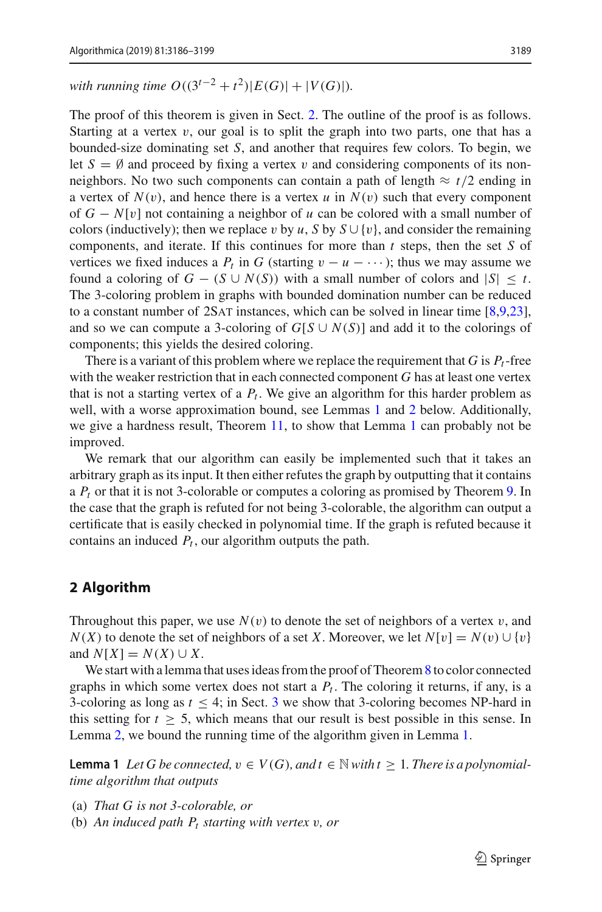*with running time* $O((3^{t-2} + t^2)|E(G)| + |V(G)|)$.

The proof of this theorem is given in Sect. 2. The outline of the proof is as follows. Starting at a vertex $v$, our goal is to split the graph into two parts, one that has a bounded-size dominating set $S$, and another that requires few colors. To begin, we let $S = \emptyset$ and proceed by fixing a vertex $v$ and considering components of its non-neighbors. No two such components can contain a path of length $\approx t/2$ ending in a vertex of $N(v)$, and hence there is a vertex $u$ in $N(v)$ such that every component of $G - N[v]$ not containing a neighbor of $u$ can be colored with a small number of colors (inductively); then we replace $v$ by $u$, $S$ by $S \cup \{v\}$, and consider the remaining components, and iterate. If this continues for more than $t$ steps, then the set $S$ of vertices we fixed induces a $P_t$ in $G$ (starting $v - u - \cdots$); thus we may assume we found a coloring of $G - (S \cup N(S))$ with a small number of colors and $|S| \leq t$. The 3-coloring problem in graphs with bounded domination number can be reduced to a constant number of 2SAT instances, which can be solved in linear time [8,9,23], and so we can compute a 3-coloring of $G[S \cup N(S)]$ and add it to the colorings of components; this yields the desired coloring.

There is a variant of this problem where we replace the requirement that $G$ is $P_t$-free with the weaker restriction that in each connected component $G$ has at least one vertex that is not a starting vertex of a $P_t$. We give an algorithm for this harder problem as well, with a worse approximation bound, see Lemmas 1 and 2 below. Additionally, we give a hardness result, Theorem 11, to show that Lemma 1 can probably not be improved.

We remark that our algorithm can easily be implemented such that it takes an arbitrary graph as its input. It then either refutes the graph by outputting that it contains a $P_t$ or that it is not 3-colorable or computes a coloring as promised by Theorem 9. In the case that the graph is refuted for not being 3-colorable, the algorithm can output a certificate that is easily checked in polynomial time. If the graph is refuted because it contains an induced $P_t$, our algorithm outputs the path.

## 2 Algorithm

Throughout this paper, we use $N(v)$ to denote the set of neighbors of a vertex $v$, and $N(X)$ to denote the set of neighbors of a set $X$. Moreover, we let $N[v] = N(v) \cup \{v\}$ and $N[X] = N(X) \cup X$.

We start with a lemma that uses ideas from the proof of Theorem 8 to color connected graphs in which some vertex does not start a $P_t$. The coloring it returns, if any, is a 3-coloring as long as $t \leq 4$; in Sect. 3 we show that 3-coloring becomes NP-hard in this setting for $t \geq 5$, which means that our result is best possible in this sense. In Lemma 2, we bound the running time of the algorithm given in Lemma 1.

**Lemma 1** *Let $G$ be connected, $v \in V(G)$, and $t \in \mathbb{N}$ with $t \geq 1$. There is a polynomial-time algorithm that outputs*

(a) *That $G$ is not 3-colorable, or*
(b) *An induced path $P_t$ starting with vertex $v$, or*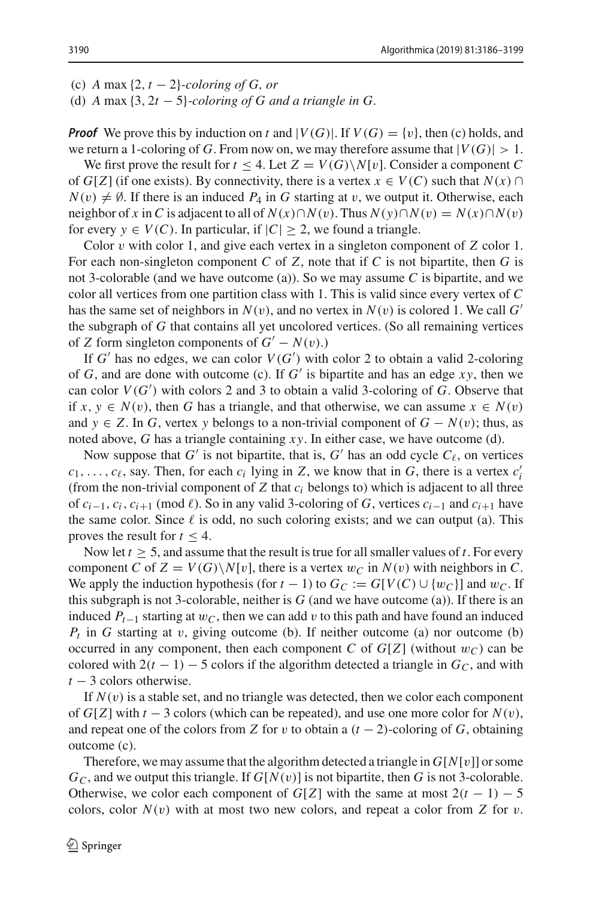(c) *A* $\max\{2, t-2\}$*-coloring of* $G$*, or*

(d) *A* $\max\{3, 2t-5\}$*-coloring of* $G$ *and a triangle in* $G$*.*

***Proof*** We prove this by induction on $t$ and $|V(G)|$. If $V(G) = \{v\}$, then (c) holds, and we return a 1-coloring of $G$. From now on, we may therefore assume that $|V(G)| > 1$.

We first prove the result for $t \le 4$. Let $Z = V(G)\setminus N[v]$. Consider a component $C$ of $G[Z]$ (if one exists). By connectivity, there is a vertex $x \in V(C)$ such that $N(x) \cap N(v) \neq \emptyset$. If there is an induced $P_4$ in $G$ starting at $v$, we output it. Otherwise, each neighbor of $x$ in $C$ is adjacent to all of $N(x)\cap N(v)$. Thus $N(y)\cap N(v) = N(x)\cap N(v)$ for every $y \in V(C)$. In particular, if $|C| \ge 2$, we found a triangle.

Color $v$ with color 1, and give each vertex in a singleton component of $Z$ color 1. For each non-singleton component $C$ of $Z$, note that if $C$ is not bipartite, then $G$ is not 3-colorable (and we have outcome (a)). So we may assume $C$ is bipartite, and we color all vertices from one partition class with 1. This is valid since every vertex of $C$ has the same set of neighbors in $N(v)$, and no vertex in $N(v)$ is colored 1. We call $G'$ the subgraph of $G$ that contains all yet uncolored vertices. (So all remaining vertices of $Z$ form singleton components of $G' - N(v)$.)

If $G'$ has no edges, we can color $V(G')$ with color 2 to obtain a valid 2-coloring of $G$, and are done with outcome (c). If $G'$ is bipartite and has an edge $xy$, then we can color $V(G')$ with colors 2 and 3 to obtain a valid 3-coloring of $G$. Observe that if $x, y \in N(v)$, then $G$ has a triangle, and that otherwise, we can assume $x \in N(v)$ and $y \in Z$. In $G$, vertex $y$ belongs to a non-trivial component of $G - N(v)$; thus, as noted above, $G$ has a triangle containing $xy$. In either case, we have outcome (d).

Now suppose that $G'$ is not bipartite, that is, $G'$ has an odd cycle $C_\ell$, on vertices $c_1, \ldots, c_\ell$, say. Then, for each $c_i$ lying in $Z$, we know that in $G$, there is a vertex $c_i'$ (from the non-trivial component of $Z$ that $c_i$ belongs to) which is adjacent to all three of $c_{i-1}, c_i, c_{i+1}$ (mod $\ell$). So in any valid 3-coloring of $G$, vertices $c_{i-1}$ and $c_{i+1}$ have the same color. Since $\ell$ is odd, no such coloring exists; and we can output (a). This proves the result for $t \le 4$.

Now let $t \ge 5$, and assume that the result is true for all smaller values of $t$. For every component $C$ of $Z = V(G)\setminus N[v]$, there is a vertex $w_C$ in $N(v)$ with neighbors in $C$. We apply the induction hypothesis (for $t-1$) to $G_C := G[V(C) \cup \{w_C\}]$ and $w_C$. If this subgraph is not 3-colorable, neither is $G$ (and we have outcome (a)). If there is an induced $P_{t-1}$ starting at $w_C$, then we can add $v$ to this path and have found an induced $P_t$ in $G$ starting at $v$, giving outcome (b). If neither outcome (a) nor outcome (b) occurred in any component, then each component $C$ of $G[Z]$ (without $w_C$) can be colored with $2(t-1)-5$ colors if the algorithm detected a triangle in $G_C$, and with $t-3$ colors otherwise.

If $N(v)$ is a stable set, and no triangle was detected, then we color each component of $G[Z]$ with $t-3$ colors (which can be repeated), and use one more color for $N(v)$, and repeat one of the colors from $Z$ for $v$ to obtain a $(t-2)$-coloring of $G$, obtaining outcome (c).

Therefore, we may assume that the algorithm detected a triangle in $G[N[v]]$ or some $G_C$, and we output this triangle. If $G[N(v)]$ is not bipartite, then $G$ is not 3-colorable. Otherwise, we color each component of $G[Z]$ with the same at most $2(t-1)-5$ colors, color $N(v)$ with at most two new colors, and repeat a color from $Z$ for $v$.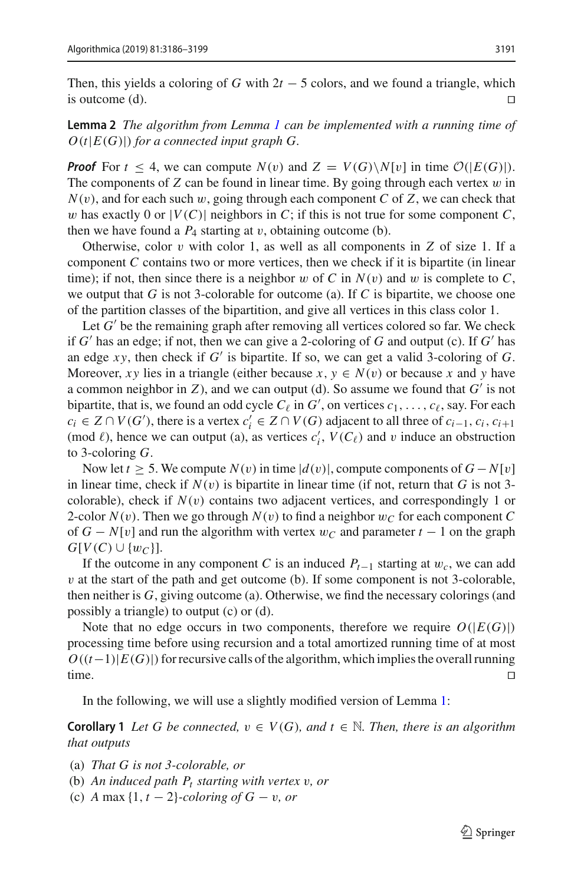Then, this yields a coloring of $G$ with $2t - 5$ colors, and we found a triangle, which is outcome (d). $\square$

**Lemma 2** *The algorithm from Lemma 1 can be implemented with a running time of $O(t|E(G)|)$ for a connected input graph $G$.*

***Proof*** For $t \leq 4$, we can compute $N(v)$ and $Z = V(G) \setminus N[v]$ in time $\mathcal{O}(|E(G)|)$. The components of $Z$ can be found in linear time. By going through each vertex $w$ in $N(v)$, and for each such $w$, going through each component $C$ of $Z$, we can check that $w$ has exactly 0 or $|V(C)|$ neighbors in $C$; if this is not true for some component $C$, then we have found a $P_4$ starting at $v$, obtaining outcome (b).

Otherwise, color $v$ with color 1, as well as all components in $Z$ of size 1. If a component $C$ contains two or more vertices, then we check if it is bipartite (in linear time); if not, then since there is a neighbor $w$ of $C$ in $N(v)$ and $w$ is complete to $C$, we output that $G$ is not 3-colorable for outcome (a). If $C$ is bipartite, we choose one of the partition classes of the bipartition, and give all vertices in this class color 1.

Let $G'$ be the remaining graph after removing all vertices colored so far. We check if $G'$ has an edge; if not, then we can give a 2-coloring of $G$ and output (c). If $G'$ has an edge $xy$, then check if $G'$ is bipartite. If so, we can get a valid 3-coloring of $G$. Moreover, $xy$ lies in a triangle (either because $x, y \in N(v)$ or because $x$ and $y$ have a common neighbor in $Z$), and we can output (d). So assume we found that $G'$ is not bipartite, that is, we found an odd cycle $C_\ell$ in $G'$, on vertices $c_1, \ldots, c_\ell$, say. For each $c_i \in Z \cap V(G')$, there is a vertex $c_i' \in Z \cap V(G)$ adjacent to all three of $c_{i-1}, c_i, c_{i+1}$ (mod $\ell$), hence we can output (a), as vertices $c_i'$, $V(C_\ell)$ and $v$ induce an obstruction to 3-coloring $G$.

Now let $t \geq 5$. We compute $N(v)$ in time $|d(v)|$, compute components of $G - N[v]$ in linear time, check if $N(v)$ is bipartite in linear time (if not, return that $G$ is not 3-colorable), check if $N(v)$ contains two adjacent vertices, and correspondingly 1 or 2-color $N(v)$. Then we go through $N(v)$ to find a neighbor $w_C$ for each component $C$ of $G - N[v]$ and run the algorithm with vertex $w_C$ and parameter $t - 1$ on the graph $G[V(C) \cup \{w_C\}]$.

If the outcome in any component $C$ is an induced $P_{t-1}$ starting at $w_c$, we can add $v$ at the start of the path and get outcome (b). If some component is not 3-colorable, then neither is $G$, giving outcome (a). Otherwise, we find the necessary colorings (and possibly a triangle) to output (c) or (d).

Note that no edge occurs in two components, therefore we require $O(|E(G)|)$ processing time before using recursion and a total amortized running time of at most $O((t-1)|E(G)|)$ for recursive calls of the algorithm, which implies the overall running time. $\square$

In the following, we will use a slightly modified version of Lemma 1:

**Corollary 1** *Let $G$ be connected, $v \in V(G)$, and $t \in \mathbb{N}$. Then, there is an algorithm that outputs*

(a) *That $G$ is not 3-colorable, or*
(b) *An induced path $P_t$ starting with vertex $v$, or*
(c) *A $\max\{1, t-2\}$-coloring of $G - v$, or*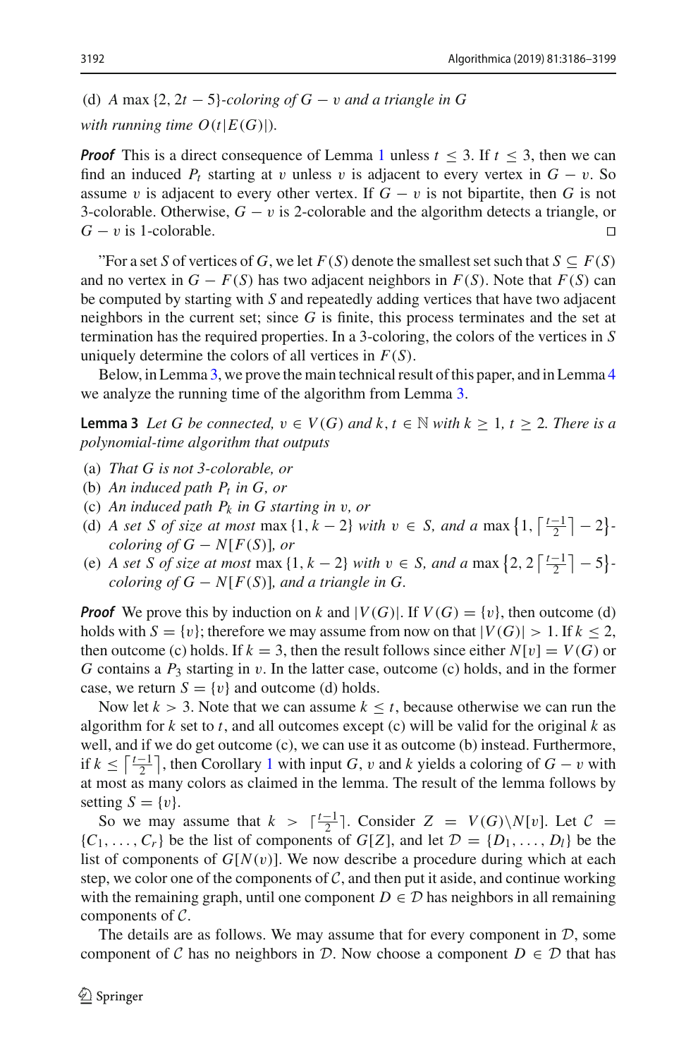(d) *A* $\max\{2, 2t-5\}$*-coloring of* $G - v$ *and a triangle in* $G$

*with running time* $O(t|E(G)|)$.

***Proof*** This is a direct consequence of Lemma 1 unless $t \le 3$. If $t \le 3$, then we can find an induced $P_t$ starting at $v$ unless $v$ is adjacent to every vertex in $G - v$. So assume $v$ is adjacent to every other vertex. If $G - v$ is not bipartite, then $G$ is not 3-colorable. Otherwise, $G - v$ is 2-colorable and the algorithm detects a triangle, or $G - v$ is 1-colorable. □

"For a set $S$ of vertices of $G$, we let $F(S)$ denote the smallest set such that $S \subseteq F(S)$ and no vertex in $G - F(S)$ has two adjacent neighbors in $F(S)$. Note that $F(S)$ can be computed by starting with $S$ and repeatedly adding vertices that have two adjacent neighbors in the current set; since $G$ is finite, this process terminates and the set at termination has the required properties. In a 3-coloring, the colors of the vertices in $S$ uniquely determine the colors of all vertices in $F(S)$.

Below, in Lemma 3, we prove the main technical result of this paper, and in Lemma 4 we analyze the running time of the algorithm from Lemma 3.

**Lemma 3** *Let* $G$ *be connected,* $v \in V(G)$ *and* $k, t \in \mathbb{N}$ *with* $k \ge 1$, $t \ge 2$. *There is a polynomial-time algorithm that outputs*

(a) *That* $G$ *is not 3-colorable, or*
(b) *An induced path* $P_t$ *in* $G$*, or*
(c) *An induced path* $P_k$ *in* $G$ *starting in* $v$*, or*
(d) *A set* $S$ *of size at most* $\max\{1, k-2\}$ *with* $v \in S$*, and a* $\max\left\{1, \left\lceil \frac{t-1}{2} \right\rceil - 2\right\}$*-coloring of* $G - N[F(S)]$*, or*
(e) *A set* $S$ *of size at most* $\max\{1, k-2\}$ *with* $v \in S$*, and a* $\max\left\{2, 2\left\lceil \frac{t-1}{2} \right\rceil - 5\right\}$*-coloring of* $G - N[F(S)]$*, and a triangle in* $G$.

***Proof*** We prove this by induction on $k$ and $|V(G)|$. If $V(G) = \{v\}$, then outcome (d) holds with $S = \{v\}$; therefore we may assume from now on that $|V(G)| > 1$. If $k \le 2$, then outcome (c) holds. If $k = 3$, then the result follows since either $N[v] = V(G)$ or $G$ contains a $P_3$ starting in $v$. In the latter case, outcome (c) holds, and in the former case, we return $S = \{v\}$ and outcome (d) holds.

Now let $k > 3$. Note that we can assume $k \le t$, because otherwise we can run the algorithm for $k$ set to $t$, and all outcomes except (c) will be valid for the original $k$ as well, and if we do get outcome (c), we can use it as outcome (b) instead. Furthermore, if $k \le \left\lceil \frac{t-1}{2} \right\rceil$, then Corollary 1 with input $G$, $v$ and $k$ yields a coloring of $G - v$ with at most as many colors as claimed in the lemma. The result of the lemma follows by setting $S = \{v\}$.

So we may assume that $k > \lceil \frac{t-1}{2} \rceil$. Consider $Z = V(G) \setminus N[v]$. Let $\mathcal{C} = \{C_1, \ldots, C_r\}$ be the list of components of $G[Z]$, and let $\mathcal{D} = \{D_1, \ldots, D_l\}$ be the list of components of $G[N(v)]$. We now describe a procedure during which at each step, we color one of the components of $\mathcal{C}$, and then put it aside, and continue working with the remaining graph, until one component $D \in \mathcal{D}$ has neighbors in all remaining components of $\mathcal{C}$.

The details are as follows. We may assume that for every component in $\mathcal{D}$, some component of $\mathcal{C}$ has no neighbors in $\mathcal{D}$. Now choose a component $D \in \mathcal{D}$ that has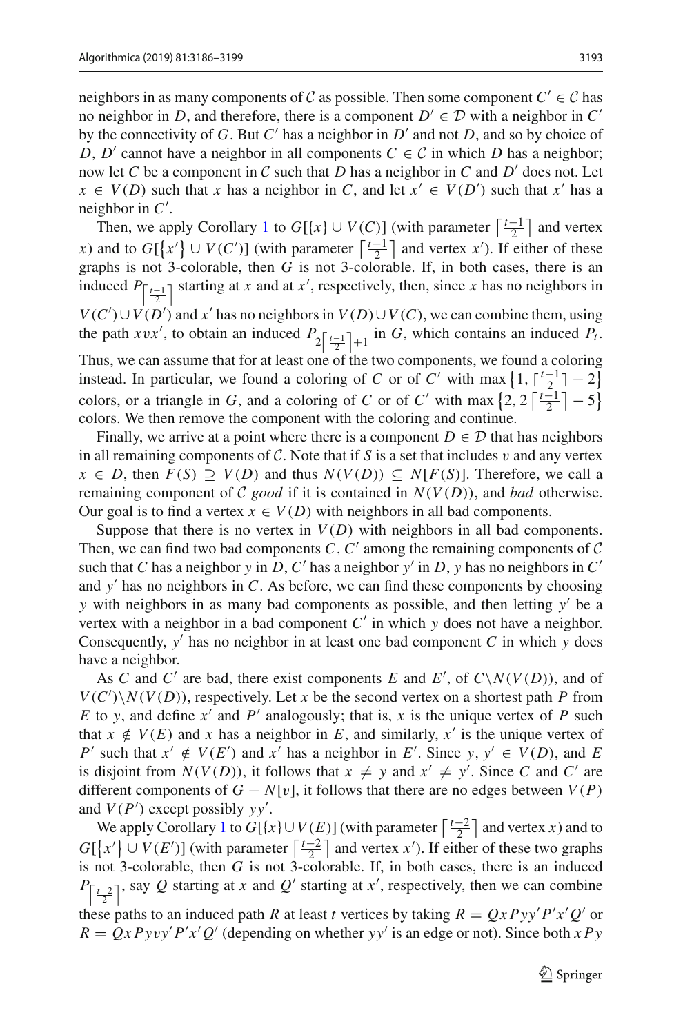neighbors in as many components of $\mathcal{C}$ as possible. Then some component $C' \in \mathcal{C}$ has no neighbor in $D$, and therefore, there is a component $D' \in \mathcal{D}$ with a neighbor in $C'$ by the connectivity of $G$. But $C'$ has a neighbor in $D'$ and not $D$, and so by choice of $D$, $D'$ cannot have a neighbor in all components $C \in \mathcal{C}$ in which $D$ has a neighbor; now let $C$ be a component in $\mathcal{C}$ such that $D$ has a neighbor in $C$ and $D'$ does not. Let $x \in V(D)$ such that $x$ has a neighbor in $C$, and let $x' \in V(D')$ such that $x'$ has a neighbor in $C'$.

Then, we apply Corollary 1 to $G[\{x\} \cup V(C)]$ (with parameter $\lceil \frac{t-1}{2} \rceil$ and vertex $x$) and to $G[\{x'\} \cup V(C')]$ (with parameter $\lceil \frac{t-1}{2} \rceil$ and vertex $x'$). If either of these graphs is not 3-colorable, then $G$ is not 3-colorable. If, in both cases, there is an induced $P_{\lceil \frac{t-1}{2} \rceil}$ starting at $x$ and at $x'$, respectively, then, since $x$ has no neighbors in $V(C') \cup V(D')$ and $x'$ has no neighbors in $V(D) \cup V(C)$, we can combine them, using the path $xvx'$, to obtain an induced $P_{2\lceil \frac{t-1}{2} \rceil + 1}$ in $G$, which contains an induced $P_t$. Thus, we can assume that for at least one of the two components, we found a coloring instead. In particular, we found a coloring of $C$ or of $C'$ with $\max\{1, \lceil \frac{t-1}{2} \rceil - 2\}$ colors, or a triangle in $G$, and a coloring of $C$ or of $C'$ with $\max\{2, 2\lceil \frac{t-1}{2} \rceil - 5\}$ colors. We then remove the component with the coloring and continue.

Finally, we arrive at a point where there is a component $D \in \mathcal{D}$ that has neighbors in all remaining components of $\mathcal{C}$. Note that if $S$ is a set that includes $v$ and any vertex $x \in D$, then $F(S) \supseteq V(D)$ and thus $N(V(D)) \subseteq N[F(S)]$. Therefore, we call a remaining component of $\mathcal{C}$ *good* if it is contained in $N(V(D))$, and *bad* otherwise. Our goal is to find a vertex $x \in V(D)$ with neighbors in all bad components.

Suppose that there is no vertex in $V(D)$ with neighbors in all bad components. Then, we can find two bad components $C, C'$ among the remaining components of $\mathcal{C}$ such that $C$ has a neighbor $y$ in $D$, $C'$ has a neighbor $y'$ in $D$, $y$ has no neighbors in $C'$ and $y'$ has no neighbors in $C$. As before, we can find these components by choosing $y$ with neighbors in as many bad components as possible, and then letting $y'$ be a vertex with a neighbor in a bad component $C'$ in which $y$ does not have a neighbor. Consequently, $y'$ has no neighbor in at least one bad component $C$ in which $y$ does have a neighbor.

As $C$ and $C'$ are bad, there exist components $E$ and $E'$, of $C \setminus N(V(D))$, and of $V(C') \setminus N(V(D))$, respectively. Let $x$ be the second vertex on a shortest path $P$ from $E$ to $y$, and define $x'$ and $P'$ analogously; that is, $x$ is the unique vertex of $P$ such that $x \notin V(E)$ and $x$ has a neighbor in $E$, and similarly, $x'$ is the unique vertex of $P'$ such that $x' \notin V(E')$ and $x'$ has a neighbor in $E'$. Since $y, y' \in V(D)$, and $E$ is disjoint from $N(V(D))$, it follows that $x \neq y$ and $x' \neq y'$. Since $C$ and $C'$ are different components of $G - N[v]$, it follows that there are no edges between $V(P)$ and $V(P')$ except possibly $yy'$.

We apply Corollary 1 to $G[\{x\} \cup V(E)]$ (with parameter $\lceil \frac{t-2}{2} \rceil$ and vertex $x$) and to $G[\{x'\} \cup V(E')]$ (with parameter $\lceil \frac{t-2}{2} \rceil$ and vertex $x'$). If either of these two graphs is not 3-colorable, then $G$ is not 3-colorable. If, in both cases, there is an induced $P_{\lceil \frac{t-2}{2} \rceil}$, say $Q$ starting at $x$ and $Q'$ starting at $x'$, respectively, then we can combine these paths to an induced path $R$ at least $t$ vertices by taking $R = QxPyy'P'x'Q'$ or $R = QxPyvy'P'x'Q'$ (depending on whether $yy'$ is an edge or not). Since both $xPy$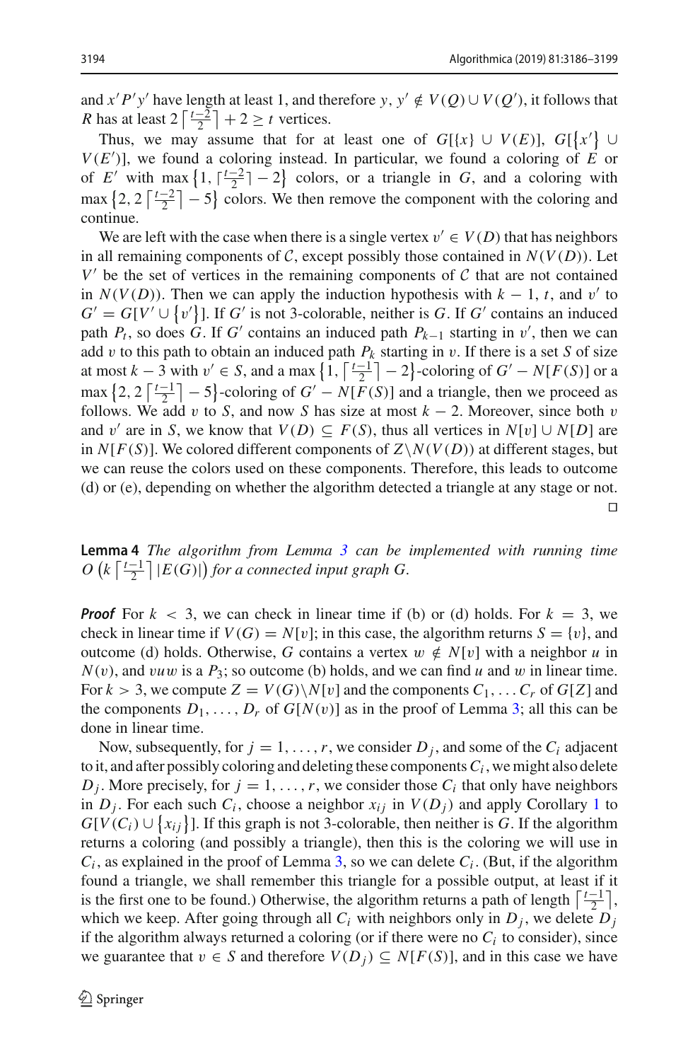and $x'P'y'$ have length at least 1, and therefore $y, y' \notin V(Q) \cup V(Q')$, it follows that $R$ has at least $2\left\lceil \frac{t-2}{2} \right\rceil + 2 \geq t$ vertices.

Thus, we may assume that for at least one of $G[\{x\} \cup V(E)]$, $G[\{x'\} \cup V(E')]$, we found a coloring instead. In particular, we found a coloring of $E$ or of $E'$ with $\max\{1, \lceil \frac{t-2}{2} \rceil - 2\}$ colors, or a triangle in $G$, and a coloring with $\max\{2, 2\left\lceil \frac{t-2}{2} \right\rceil - 5\}$ colors. We then remove the component with the coloring and continue.

We are left with the case when there is a single vertex $v' \in V(D)$ that has neighbors in all remaining components of $\mathcal{C}$, except possibly those contained in $N(V(D))$. Let $V'$ be the set of vertices in the remaining components of $\mathcal{C}$ that are not contained in $N(V(D))$. Then we can apply the induction hypothesis with $k-1$, $t$, and $v'$ to $G' = G[V' \cup \{v'\}]$. If $G'$ is not 3-colorable, neither is $G$. If $G'$ contains an induced path $P_t$, so does $G$. If $G'$ contains an induced path $P_{k-1}$ starting in $v'$, then we can add $v$ to this path to obtain an induced path $P_k$ starting in $v$. If there is a set $S$ of size at most $k-3$ with $v' \in S$, and a $\max\{1, \left\lceil \frac{t-1}{2} \right\rceil - 2\}$-coloring of $G' - N[F(S)]$ or a $\max\{2, 2\left\lceil \frac{t-1}{2} \right\rceil - 5\}$-coloring of $G' - N[F(S)]$ and a triangle, then we proceed as follows. We add $v$ to $S$, and now $S$ has size at most $k-2$. Moreover, since both $v$ and $v'$ are in $S$, we know that $V(D) \subseteq F(S)$, thus all vertices in $N[v] \cup N[D]$ are in $N[F(S)]$. We colored different components of $Z \backslash N(V(D))$ at different stages, but we can reuse the colors used on these components. Therefore, this leads to outcome (d) or (e), depending on whether the algorithm detected a triangle at any stage or not. $\square$

**Lemma 4** *The algorithm from Lemma 3 can be implemented with running time $O\left(k\left\lceil \frac{t-1}{2} \right\rceil |E(G)|\right)$ for a connected input graph $G$.*

***Proof*** For $k < 3$, we can check in linear time if (b) or (d) holds. For $k = 3$, we check in linear time if $V(G) = N[v]$; in this case, the algorithm returns $S = \{v\}$, and outcome (d) holds. Otherwise, $G$ contains a vertex $w \notin N[v]$ with a neighbor $u$ in $N(v)$, and $vuw$ is a $P_3$; so outcome (b) holds, and we can find $u$ and $w$ in linear time. For $k > 3$, we compute $Z = V(G) \backslash N[v]$ and the components $C_1, \ldots C_r$ of $G[Z]$ and the components $D_1, \ldots, D_r$ of $G[N(v)]$ as in the proof of Lemma 3; all this can be done in linear time.

Now, subsequently, for $j = 1, \ldots, r$, we consider $D_j$, and some of the $C_i$ adjacent to it, and after possibly coloring and deleting these components $C_i$, we might also delete $D_j$. More precisely, for $j = 1, \ldots, r$, we consider those $C_i$ that only have neighbors in $D_j$. For each such $C_i$, choose a neighbor $x_{ij}$ in $V(D_j)$ and apply Corollary 1 to $G[V(C_i) \cup \{x_{ij}\}]$. If this graph is not 3-colorable, then neither is $G$. If the algorithm returns a coloring (and possibly a triangle), then this is the coloring we will use in $C_i$, as explained in the proof of Lemma 3, so we can delete $C_i$. (But, if the algorithm found a triangle, we shall remember this triangle for a possible output, at least if it is the first one to be found.) Otherwise, the algorithm returns a path of length $\left\lceil \frac{t-1}{2} \right\rceil$, which we keep. After going through all $C_i$ with neighbors only in $D_j$, we delete $D_j$ if the algorithm always returned a coloring (or if there were no $C_i$ to consider), since we guarantee that $v \in S$ and therefore $V(D_j) \subseteq N[F(S)]$, and in this case we have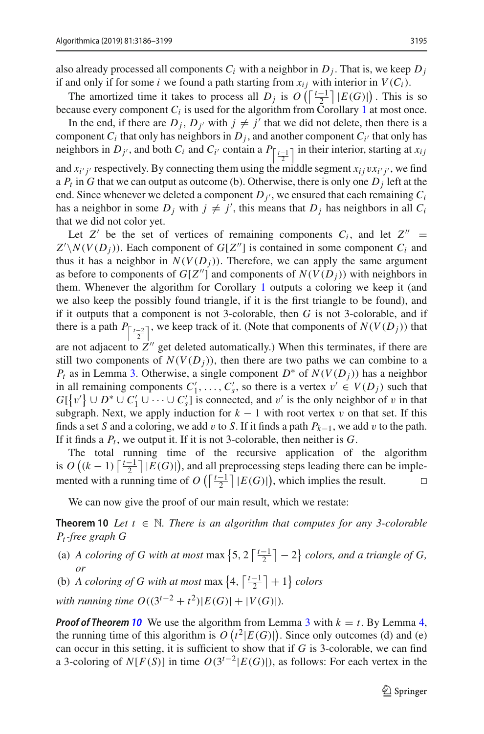also already processed all components $C_i$ with a neighbor in $D_j$. That is, we keep $D_j$ if and only if for some $i$ we found a path starting from $x_{ij}$ with interior in $V(C_i)$.

The amortized time it takes to process all $D_j$ is $O\left(\left\lceil \frac{t-1}{2} \right\rceil |E(G)|\right)$. This is so because every component $C_i$ is used for the algorithm from Corollary 1 at most once.

In the end, if there are $D_j, D_{j'}$ with $j \neq j'$ that we did not delete, then there is a component $C_i$ that only has neighbors in $D_j$, and another component $C_{i'}$ that only has neighbors in $D_{j'}$, and both $C_i$ and $C_{i'}$ contain a $P_{\left\lceil \frac{t-1}{2} \right\rceil}$ in their interior, starting at $x_{ij}$ and $x_{i'j'}$ respectively. By connecting them using the middle segment $x_{ij}vx_{i'j'}$, we find a $P_t$ in $G$ that we can output as outcome (b). Otherwise, there is only one $D_j$ left at the end. Since whenever we deleted a component $D_{j'}$, we ensured that each remaining $C_i$ has a neighbor in some $D_j$ with $j \neq j'$, this means that $D_j$ has neighbors in all $C_i$ that we did not color yet.

Let $Z'$ be the set of vertices of remaining components $C_i$, and let $Z'' = Z' \setminus N(V(D_j))$. Each component of $G[Z'']$ is contained in some component $C_i$ and thus it has a neighbor in $N(V(D_j))$. Therefore, we can apply the same argument as before to components of $G[Z'']$ and components of $N(V(D_j))$ with neighbors in them. Whenever the algorithm for Corollary 1 outputs a coloring we keep it (and we also keep the possibly found triangle, if it is the first triangle to be found), and if it outputs that a component is not 3-colorable, then $G$ is not 3-colorable, and if there is a path $P_{\left\lceil \frac{t-2}{2} \right\rceil}$, we keep track of it. (Note that components of $N(V(D_j))$ that are not adjacent to $Z''$ get deleted automatically.) When this terminates, if there are still two components of $N(V(D_j))$, then there are two paths we can combine to a $P_t$ as in Lemma 3. Otherwise, a single component $D^*$ of $N(V(D_j))$ has a neighbor in all remaining components $C'_1, \ldots, C'_s$, so there is a vertex $v' \in V(D_j)$ such that $G[\{v'\} \cup D^* \cup C'_1 \cup \cdots \cup C'_s]$ is connected, and $v'$ is the only neighbor of $v$ in that subgraph. Next, we apply induction for $k-1$ with root vertex $v$ on that set. If this finds a set $S$ and a coloring, we add $v$ to $S$. If it finds a path $P_{k-1}$, we add $v$ to the path. If it finds a $P_t$, we output it. If it is not 3-colorable, then neither is $G$.

The total running time of the recursive application of the algorithm is $O\left((k-1)\left\lceil \frac{t-1}{2} \right\rceil |E(G)|\right)$, and all preprocessing steps leading there can be implemented with a running time of $O\left(\left\lceil \frac{t-1}{2} \right\rceil |E(G)|\right)$, which implies the result. $\square$

We can now give the proof of our main result, which we restate:

**Theorem 10** *Let $t \in \mathbb{N}$. There is an algorithm that computes for any 3-colorable $P_t$-free graph $G$*

- (a) *A coloring of $G$ with at most* $\max\left\{5, 2\left\lceil \frac{t-1}{2} \right\rceil - 2\right\}$ *colors, and a triangle of $G$, or*
- (b) *A coloring of $G$ with at most* $\max\left\{4, \left\lceil \frac{t-1}{2} \right\rceil + 1\right\}$ *colors*

*with running time $O((3^{t-2} + t^2)|E(G)| + |V(G)|)$.*

***Proof of Theorem 10*** We use the algorithm from Lemma 3 with $k = t$. By Lemma 4, the running time of this algorithm is $O\left(t^2|E(G)|\right)$. Since only outcomes (d) and (e) can occur in this setting, it is sufficient to show that if $G$ is 3-colorable, we can find a 3-coloring of $N[F(S)]$ in time $O(3^{t-2}|E(G)|)$, as follows: For each vertex in the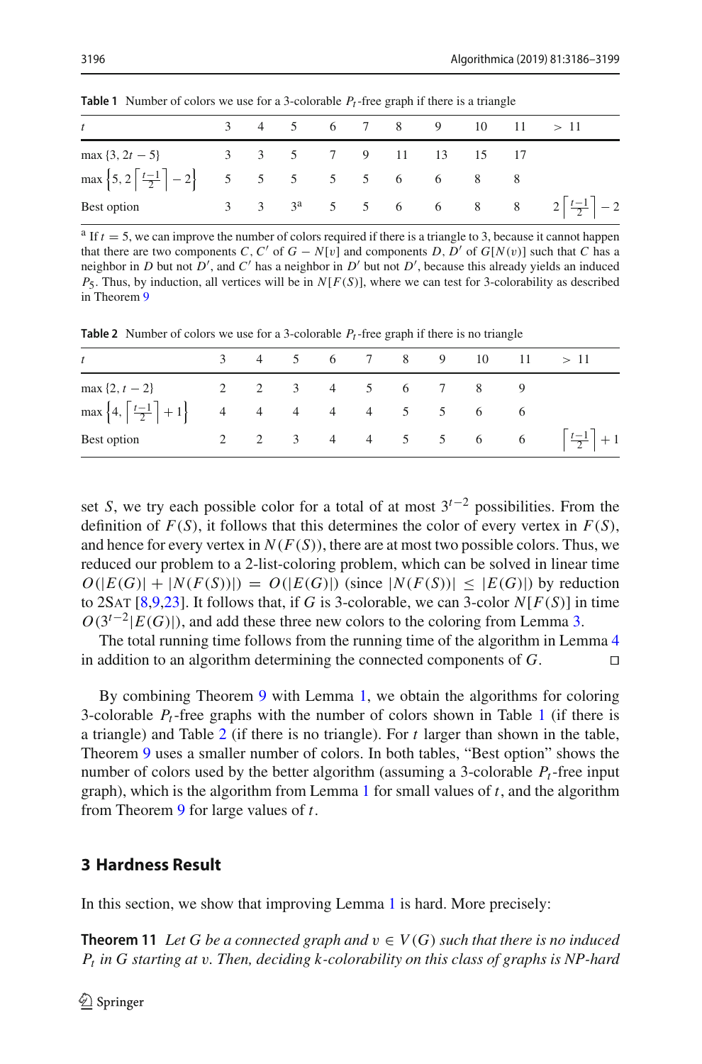**Table 1** Number of colors we use for a 3-colorable $P_t$-free graph if there is a triangle

| $t$ | 3 | 4 | 5 | 6 | 7 | 8 | 9 | 10 | 11 | $> 11$ |
|---|---|---|---|---|---|---|---|---|---|---|
| $\max\{3, 2t-5\}$ | 3 | 3 | 5 | 7 | 9 | 11 | 13 | 15 | 17 | |
| $\max\left\{5, 2\left\lceil\frac{t-1}{2}\right\rceil - 2\right\}$ | 5 | 5 | 5 | 5 | 5 | 6 | 6 | 8 | 8 | |
| Best option | 3 | 3 | 3[a] | 5 | 5 | 6 | 6 | 8 | 8 | $2\left\lceil\frac{t-1}{2}\right\rceil - 2$ |

[a] If $t = 5$, we can improve the number of colors required if there is a triangle to 3, because it cannot happen that there are two components $C, C'$ of $G - N[v]$ and components $D, D'$ of $G[N(v)]$ such that $C$ has a neighbor in $D$ but not $D'$, and $C'$ has a neighbor in $D'$ but not $D'$, because this already yields an induced $P_5$. Thus, by induction, all vertices will be in $N[F(S)]$, where we can test for 3-colorability as described in Theorem 9

**Table 2** Number of colors we use for a 3-colorable $P_t$-free graph if there is no triangle

| $t$ | 3 | 4 | 5 | 6 | 7 | 8 | 9 | 10 | 11 | $> 11$ |
|---|---|---|---|---|---|---|---|---|---|---|
| $\max\{2, t-2\}$ | 2 | 2 | 3 | 4 | 5 | 6 | 7 | 8 | 9 | |
| $\max\left\{4, \left\lceil\frac{t-1}{2}\right\rceil + 1\right\}$ | 4 | 4 | 4 | 4 | 4 | 5 | 5 | 6 | 6 | |
| Best option | 2 | 2 | 3 | 4 | 4 | 5 | 5 | 6 | 6 | $\left\lceil\frac{t-1}{2}\right\rceil + 1$ |

set $S$, we try each possible color for a total of at most $3^{t-2}$ possibilities. From the definition of $F(S)$, it follows that this determines the color of every vertex in $F(S)$, and hence for every vertex in $N(F(S))$, there are at most two possible colors. Thus, we reduced our problem to a 2-list-coloring problem, which can be solved in linear time $O(|E(G)| + |N(F(S))|) = O(|E(G)|)$ (since $|N(F(S))| \leq |E(G)|$) by reduction to 2SAT [8,9,23]. It follows that, if $G$ is 3-colorable, we can 3-color $N[F(S)]$ in time $O(3^{t-2}|E(G)|)$, and add these three new colors to the coloring from Lemma 3.

The total running time follows from the running time of the algorithm in Lemma 4 in addition to an algorithm determining the connected components of $G$. □

By combining Theorem 9 with Lemma 1, we obtain the algorithms for coloring 3-colorable $P_t$-free graphs with the number of colors shown in Table 1 (if there is a triangle) and Table 2 (if there is no triangle). For $t$ larger than shown in the table, Theorem 9 uses a smaller number of colors. In both tables, "Best option" shows the number of colors used by the better algorithm (assuming a 3-colorable $P_t$-free input graph), which is the algorithm from Lemma 1 for small values of $t$, and the algorithm from Theorem 9 for large values of $t$.

## 3 Hardness Result

In this section, we show that improving Lemma 1 is hard. More precisely:

**Theorem 11** *Let $G$ be a connected graph and $v \in V(G)$ such that there is no induced $P_t$ in $G$ starting at $v$. Then, deciding $k$-colorability on this class of graphs is NP-hard*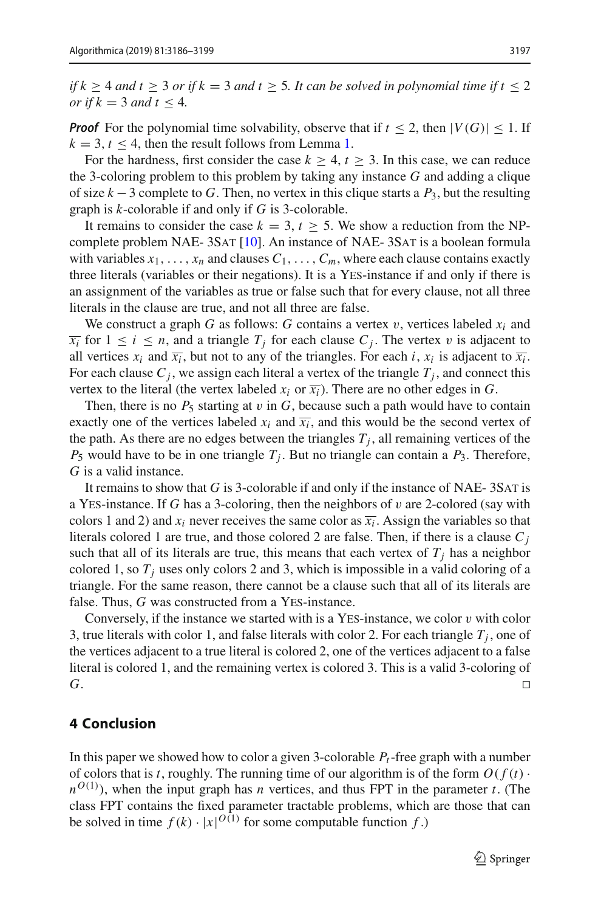*if $k \geq 4$ and $t \geq 3$ or if $k = 3$ and $t \geq 5$. It can be solved in polynomial time if $t \leq 2$ or if $k = 3$ and $t \leq 4$.*

***Proof*** For the polynomial time solvability, observe that if $t \leq 2$, then $|V(G)| \leq 1$. If $k = 3$, $t \leq 4$, then the result follows from Lemma 1.

For the hardness, first consider the case $k \geq 4$, $t \geq 3$. In this case, we can reduce the 3-coloring problem to this problem by taking any instance $G$ and adding a clique of size $k - 3$ complete to $G$. Then, no vertex in this clique starts a $P_3$, but the resulting graph is $k$-colorable if and only if $G$ is 3-colorable.

It remains to consider the case $k = 3$, $t \geq 5$. We show a reduction from the NP-complete problem NAE- 3SAT [10]. An instance of NAE- 3SAT is a boolean formula with variables $x_1, \ldots, x_n$ and clauses $C_1, \ldots, C_m$, where each clause contains exactly three literals (variables or their negations). It is a YES-instance if and only if there is an assignment of the variables as true or false such that for every clause, not all three literals in the clause are true, and not all three are false.

We construct a graph $G$ as follows: $G$ contains a vertex $v$, vertices labeled $x_i$ and $\overline{x_i}$ for $1 \leq i \leq n$, and a triangle $T_j$ for each clause $C_j$. The vertex $v$ is adjacent to all vertices $x_i$ and $\overline{x_i}$, but not to any of the triangles. For each $i$, $x_i$ is adjacent to $\overline{x_i}$. For each clause $C_j$, we assign each literal a vertex of the triangle $T_j$, and connect this vertex to the literal (the vertex labeled $x_i$ or $\overline{x_i}$). There are no other edges in $G$.

Then, there is no $P_5$ starting at $v$ in $G$, because such a path would have to contain exactly one of the vertices labeled $x_i$ and $\overline{x_i}$, and this would be the second vertex of the path. As there are no edges between the triangles $T_j$, all remaining vertices of the $P_5$ would have to be in one triangle $T_j$. But no triangle can contain a $P_3$. Therefore, $G$ is a valid instance.

It remains to show that $G$ is 3-colorable if and only if the instance of NAE- 3SAT is a YES-instance. If $G$ has a 3-coloring, then the neighbors of $v$ are 2-colored (say with colors 1 and 2) and $x_i$ never receives the same color as $\overline{x_i}$. Assign the variables so that literals colored 1 are true, and those colored 2 are false. Then, if there is a clause $C_j$ such that all of its literals are true, this means that each vertex of $T_j$ has a neighbor colored 1, so $T_j$ uses only colors 2 and 3, which is impossible in a valid coloring of a triangle. For the same reason, there cannot be a clause such that all of its literals are false. Thus, $G$ was constructed from a YES-instance.

Conversely, if the instance we started with is a YES-instance, we color $v$ with color 3, true literals with color 1, and false literals with color 2. For each triangle $T_j$, one of the vertices adjacent to a true literal is colored 2, one of the vertices adjacent to a false literal is colored 1, and the remaining vertex is colored 3. This is a valid 3-coloring of $G$. □

## 4 Conclusion

In this paper we showed how to color a given 3-colorable $P_t$-free graph with a number of colors that is $t$, roughly. The running time of our algorithm is of the form $O(f(t) \cdot n^{O(1)})$, when the input graph has $n$ vertices, and thus FPT in the parameter $t$. (The class FPT contains the fixed parameter tractable problems, which are those that can be solved in time $f(k) \cdot |x|^{O(1)}$ for some computable function $f$.)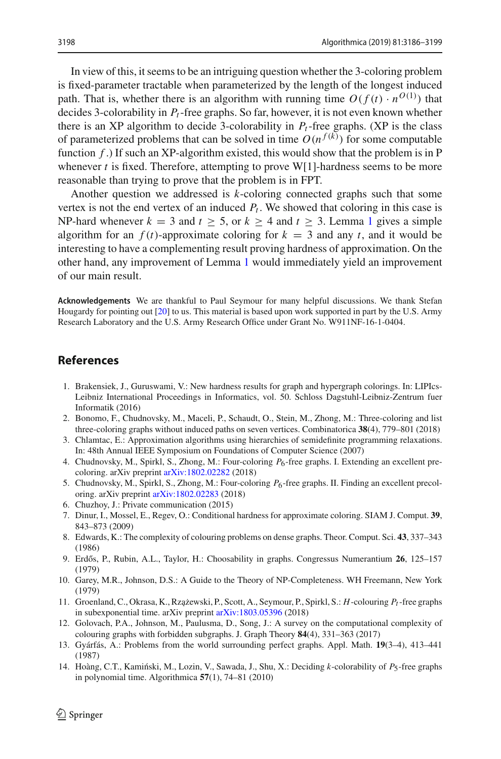In view of this, it seems to be an intriguing question whether the 3-coloring problem is fixed-parameter tractable when parameterized by the length of the longest induced path. That is, whether there is an algorithm with running time $O(f(t) \cdot n^{O(1)})$ that decides 3-colorability in $P_t$-free graphs. So far, however, it is not even known whether there is an XP algorithm to decide 3-colorability in $P_t$-free graphs. (XP is the class of parameterized problems that can be solved in time $O(n^{f(k)})$ for some computable function $f$.) If such an XP-algorithm existed, this would show that the problem is in P whenever $t$ is fixed. Therefore, attempting to prove W[1]-hardness seems to be more reasonable than trying to prove that the problem is in FPT.

Another question we addressed is $k$-coloring connected graphs such that some vertex is not the end vertex of an induced $P_t$. We showed that coloring in this case is NP-hard whenever $k = 3$ and $t \geq 5$, or $k \geq 4$ and $t \geq 3$. Lemma 1 gives a simple algorithm for an $f(t)$-approximate coloring for $k = 3$ and any $t$, and it would be interesting to have a complementing result proving hardness of approximation. On the other hand, any improvement of Lemma 1 would immediately yield an improvement of our main result.

**Acknowledgements** We are thankful to Paul Seymour for many helpful discussions. We thank Stefan Hougardy for pointing out [20] to us. This material is based upon work supported in part by the U.S. Army Research Laboratory and the U.S. Army Research Office under Grant No. W911NF-16-1-0404.

## References

1. Brakensiek, J., Guruswami, V.: New hardness results for graph and hypergraph colorings. In: LIPIcs-Leibniz International Proceedings in Informatics, vol. 50. Schloss Dagstuhl-Leibniz-Zentrum fuer Informatik (2016)
2. Bonomo, F., Chudnovsky, M., Maceli, P., Schaudt, O., Stein, M., Zhong, M.: Three-coloring and list three-coloring graphs without induced paths on seven vertices. Combinatorica **38**(4), 779–801 (2018)
3. Chlamtac, E.: Approximation algorithms using hierarchies of semidefinite programming relaxations. In: 48th Annual IEEE Symposium on Foundations of Computer Science (2007)
4. Chudnovsky, M., Spirkl, S., Zhong, M.: Four-coloring $P_6$-free graphs. I. Extending an excellent precoloring. arXiv preprint arXiv:1802.02282 (2018)
5. Chudnovsky, M., Spirkl, S., Zhong, M.: Four-coloring $P_6$-free graphs. II. Finding an excellent precoloring. arXiv preprint arXiv:1802.02283 (2018)
6. Chuzhoy, J.: Private communication (2015)
7. Dinur, I., Mossel, E., Regev, O.: Conditional hardness for approximate coloring. SIAM J. Comput. **39**, 843–873 (2009)
8. Edwards, K.: The complexity of colouring problems on dense graphs. Theor. Comput. Sci. **43**, 337–343 (1986)
9. Erdős, P., Rubin, A.L., Taylor, H.: Choosability in graphs. Congressus Numerantium **26**, 125–157 (1979)
10. Garey, M.R., Johnson, D.S.: A Guide to the Theory of NP-Completeness. WH Freemann, New York (1979)
11. Groenland, C., Okrasa, K., Rzążewski, P., Scott, A., Seymour, P., Spirkl, S.: $H$-colouring $P_t$-free graphs in subexponential time. arXiv preprint arXiv:1803.05396 (2018)
12. Golovach, P.A., Johnson, M., Paulusma, D., Song, J.: A survey on the computational complexity of colouring graphs with forbidden subgraphs. J. Graph Theory **84**(4), 331–363 (2017)
13. Gyárfás, A.: Problems from the world surrounding perfect graphs. Appl. Math. **19**(3–4), 413–441 (1987)
14. Hoàng, C.T., Kamiński, M., Lozin, V., Sawada, J., Shu, X.: Deciding $k$-colorability of $P_5$-free graphs in polynomial time. Algorithmica **57**(1), 74–81 (2010)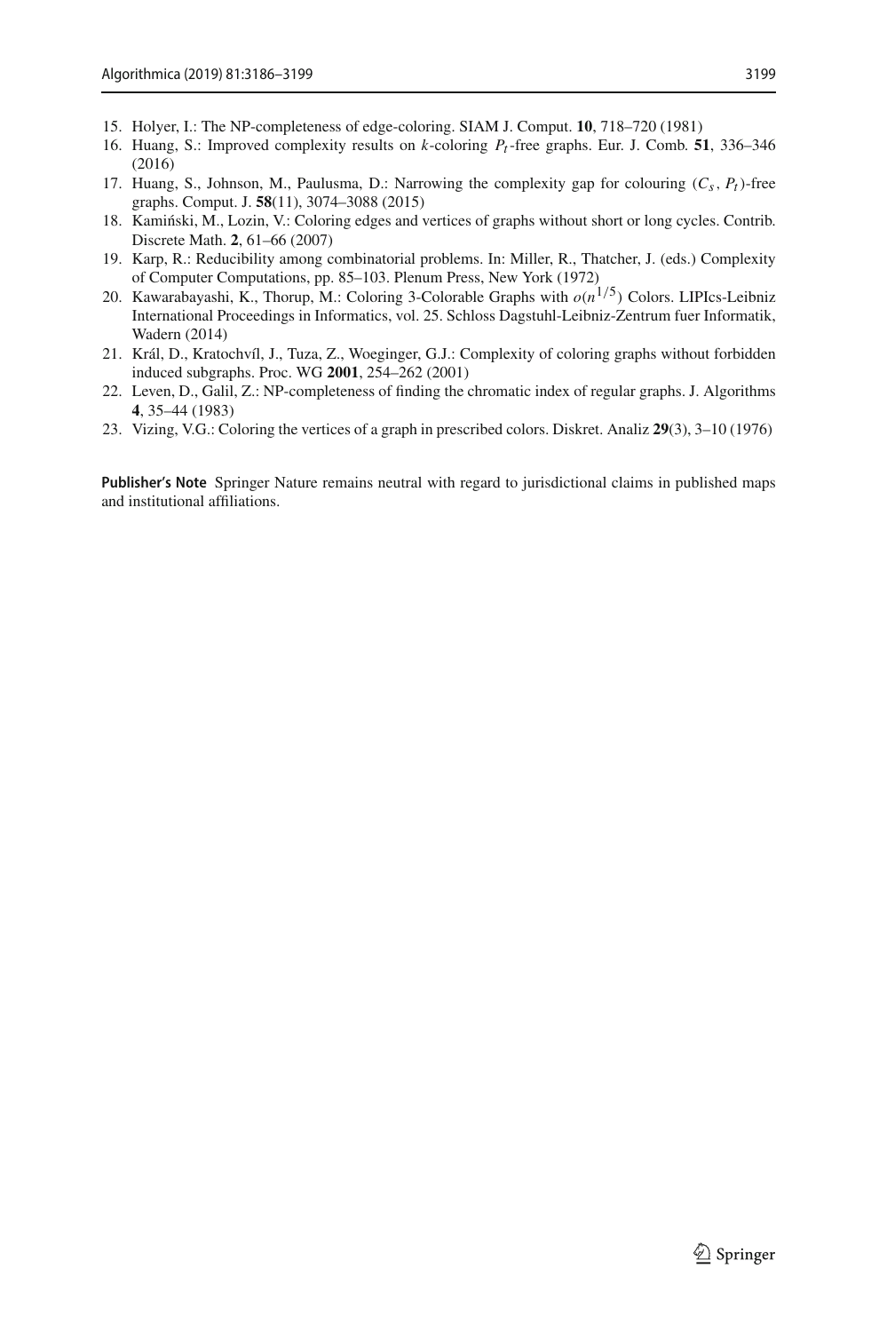15. Holyer, I.: The NP-completeness of edge-coloring. SIAM J. Comput. **10**, 718–720 (1981)
16. Huang, S.: Improved complexity results on $k$-coloring $P_t$-free graphs. Eur. J. Comb. **51**, 336–346 (2016)
17. Huang, S., Johnson, M., Paulusma, D.: Narrowing the complexity gap for colouring $(C_s, P_t)$-free graphs. Comput. J. **58**(11), 3074–3088 (2015)
18. Kamiński, M., Lozin, V.: Coloring edges and vertices of graphs without short or long cycles. Contrib. Discrete Math. **2**, 61–66 (2007)
19. Karp, R.: Reducibility among combinatorial problems. In: Miller, R., Thatcher, J. (eds.) Complexity of Computer Computations, pp. 85–103. Plenum Press, New York (1972)
20. Kawarabayashi, K., Thorup, M.: Coloring 3-Colorable Graphs with $o(n^{1/5})$ Colors. LIPIcs-Leibniz International Proceedings in Informatics, vol. 25. Schloss Dagstuhl-Leibniz-Zentrum fuer Informatik, Wadern (2014)
21. Král, D., Kratochvíl, J., Tuza, Z., Woeginger, G.J.: Complexity of coloring graphs without forbidden induced subgraphs. Proc. WG **2001**, 254–262 (2001)
22. Leven, D., Galil, Z.: NP-completeness of finding the chromatic index of regular graphs. J. Algorithms **4**, 35–44 (1983)
23. Vizing, V.G.: Coloring the vertices of a graph in prescribed colors. Diskret. Analiz **29**(3), 3–10 (1976)

**Publisher's Note** Springer Nature remains neutral with regard to jurisdictional claims in published maps and institutional affiliations.